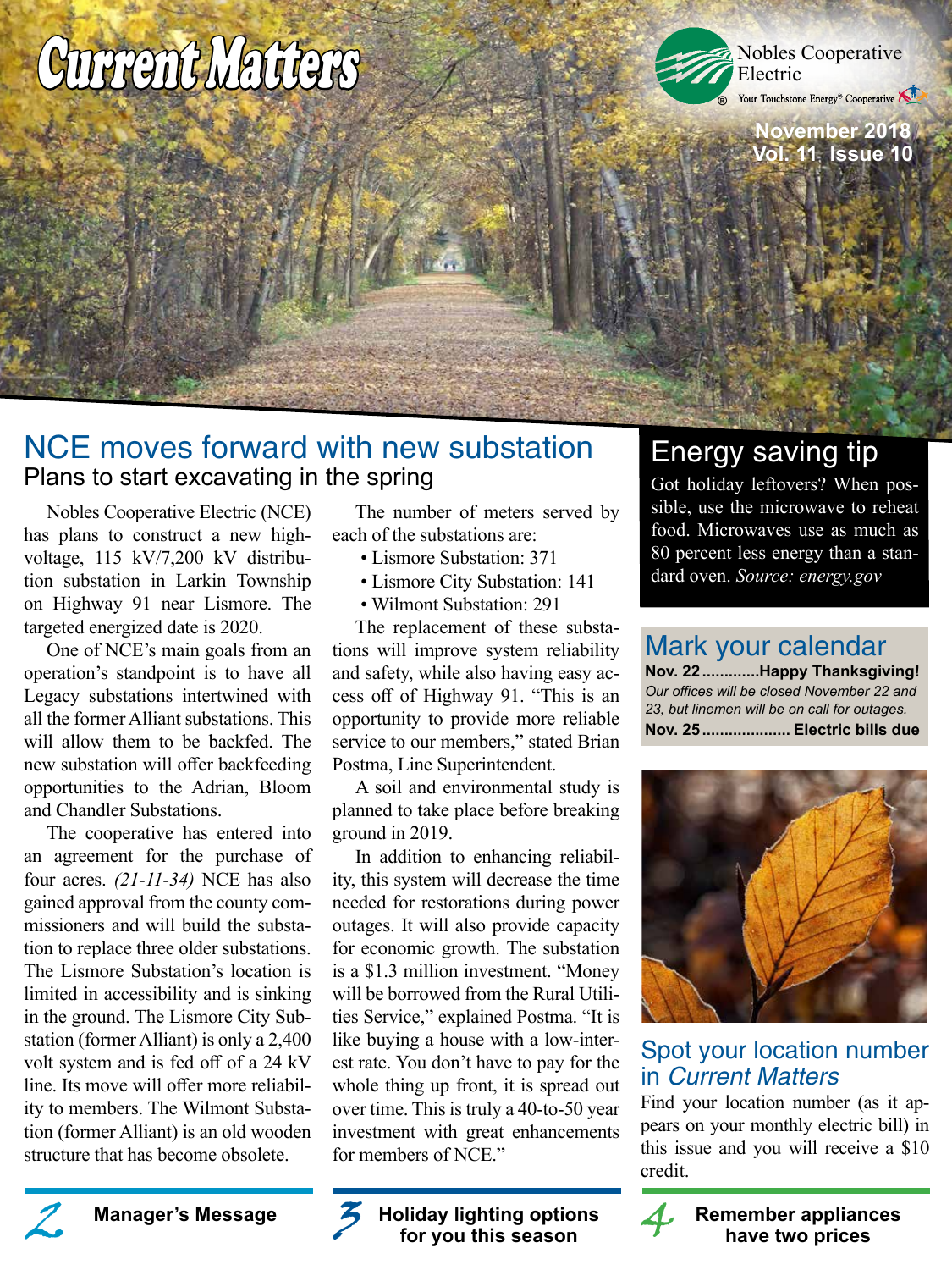# Current Matters

Nobles Cooperative Electric

Your Touchstone Energy® Cooperative

November 2018
Vol. 11 Issue 10

## NCE moves forward with new substation

### Plans to start excavating in the spring

Nobles Cooperative Electric (NCE) has plans to construct a new high-voltage, 115 kV/7,200 kV distribution substation in Larkin Township on Highway 91 near Lismore. The targeted energized date is 2020.

One of NCE's main goals from an operation's standpoint is to have all Legacy substations intertwined with all the former Alliant substations. This will allow them to be backfed. The new substation will offer backfeeding opportunities to the Adrian, Bloom and Chandler Substations.

The cooperative has entered into an agreement for the purchase of four acres. *(21-11-34)* NCE has also gained approval from the county commissioners and will build the substation to replace three older substations. The Lismore Substation's location is limited in accessibility and is sinking in the ground. The Lismore City Substation (former Alliant) is only a 2,400 volt system and is fed off of a 24 kV line. Its move will offer more reliability to members. The Wilmont Substation (former Alliant) is an old wooden structure that has become obsolete.

The number of meters served by each of the substations are:

- Lismore Substation: 371
- Lismore City Substation: 141
- Wilmont Substation: 291

The replacement of these substations will improve system reliability and safety, while also having easy access off of Highway 91. "This is an opportunity to provide more reliable service to our members," stated Brian Postma, Line Superintendent.

A soil and environmental study is planned to take place before breaking ground in 2019.

In addition to enhancing reliability, this system will decrease the time needed for restorations during power outages. It will also provide capacity for economic growth. The substation is a $1.3 million investment. "Money will be borrowed from the Rural Utilities Service," explained Postma. "It is like buying a house with a low-interest rate. You don't have to pay for the whole thing up front, it is spread out over time. This is truly a 40-to-50 year investment with great enhancements for members of NCE."

## Energy saving tip

Got holiday leftovers? When possible, use the microwave to reheat food. Microwaves use as much as 80 percent less energy than a standard oven. *Source: energy.gov*

## Mark your calendar

**Nov. 22 ............Happy Thanksgiving!**

*Our offices will be closed November 22 and 23, but linemen will be on call for outages.*

**Nov. 25 .................... Electric bills due**

## Spot your location number in *Current Matters*

Find your location number (as it appears on your monthly electric bill) in this issue and you will receive a $10 credit.

---

**2** Manager's Message

**3** Holiday lighting options for you this season

**4** Remember appliances have two prices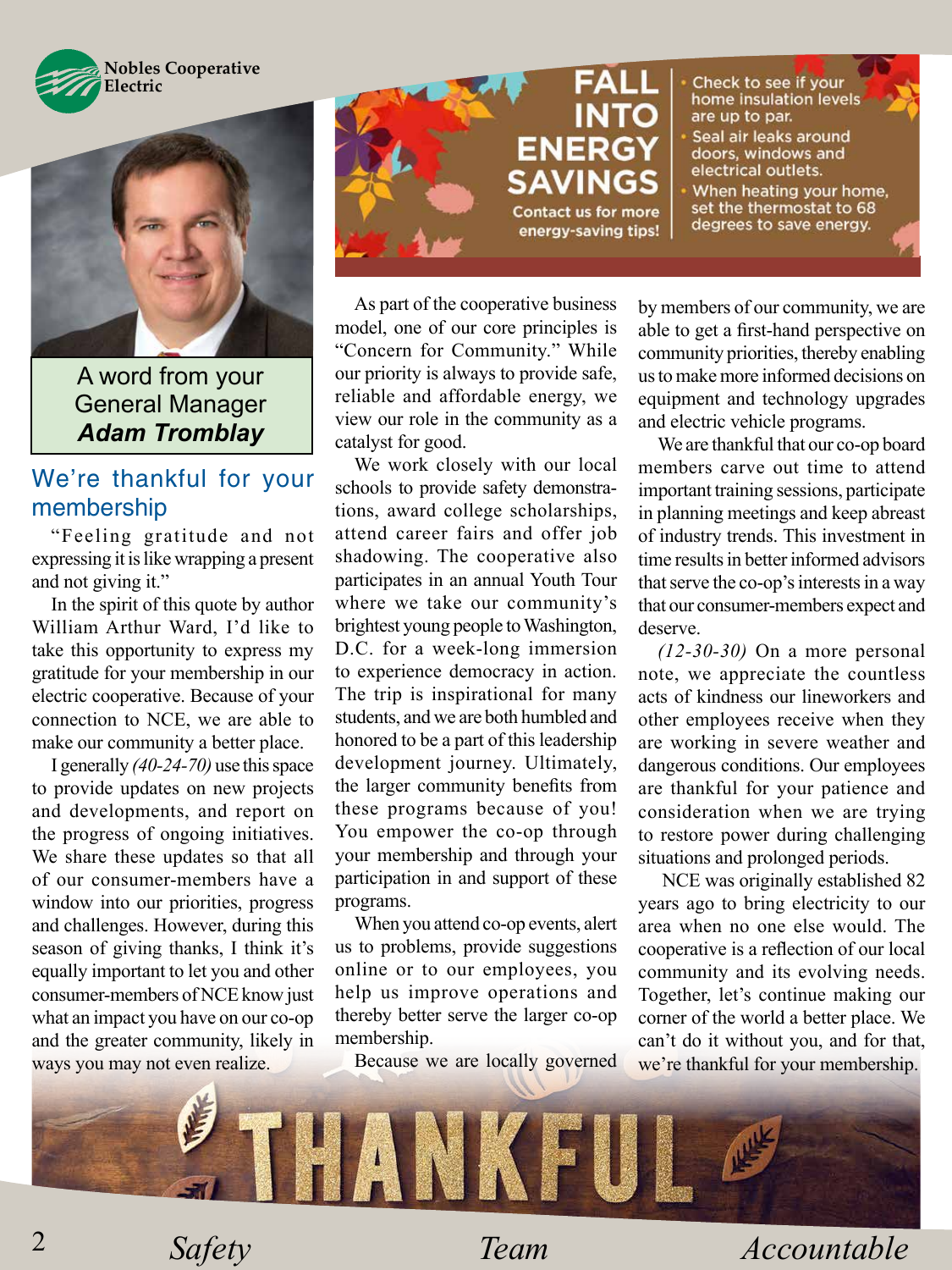Nobles Cooperative Electric

# FALL INTO ENERGY SAVINGS

Contact us for more energy-saving tips!

- Check to see if your home insulation levels are up to par.
- Seal air leaks around doors, windows and electrical outlets.
- When heating your home, set the thermostat to 68 degrees to save energy.

A word from your General Manager
***Adam Tromblay***

## We're thankful for your membership

"Feeling gratitude and not expressing it is like wrapping a present and not giving it."

In the spirit of this quote by author William Arthur Ward, I'd like to take this opportunity to express my gratitude for your membership in our electric cooperative. Because of your connection to NCE, we are able to make our community a better place.

I generally *(40-24-70)* use this space to provide updates on new projects and developments, and report on the progress of ongoing initiatives. We share these updates so that all of our consumer-members have a window into our priorities, progress and challenges. However, during this season of giving thanks, I think it's equally important to let you and other consumer-members of NCE know just what an impact you have on our co-op and the greater community, likely in ways you may not even realize.

As part of the cooperative business model, one of our core principles is "Concern for Community." While our priority is always to provide safe, reliable and affordable energy, we view our role in the community as a catalyst for good.

We work closely with our local schools to provide safety demonstrations, award college scholarships, attend career fairs and offer job shadowing. The cooperative also participates in an annual Youth Tour where we take our community's brightest young people to Washington, D.C. for a week-long immersion to experience democracy in action. The trip is inspirational for many students, and we are both humbled and honored to be a part of this leadership development journey. Ultimately, the larger community benefits from these programs because of you! You empower the co-op through your membership and through your participation in and support of these programs.

When you attend co-op events, alert us to problems, provide suggestions online or to our employees, you help us improve operations and thereby better serve the larger co-op membership.

Because we are locally governed by members of our community, we are able to get a first-hand perspective on community priorities, thereby enabling us to make more informed decisions on equipment and technology upgrades and electric vehicle programs.

We are thankful that our co-op board members carve out time to attend important training sessions, participate in planning meetings and keep abreast of industry trends. This investment in time results in better informed advisors that serve the co-op's interests in a way that our consumer-members expect and deserve.

*(12-30-30)* On a more personal note, we appreciate the countless acts of kindness our lineworkers and other employees receive when they are working in severe weather and dangerous conditions. Our employees are thankful for your patience and consideration when we are trying to restore power during challenging situations and prolonged periods.

NCE was originally established 82 years ago to bring electricity to our area when no one else would. The cooperative is a reflection of our local community and its evolving needs. Together, let's continue making our corner of the world a better place. We can't do it without you, and for that, we're thankful for your membership.

THANKFUL

*Safety* *Team* *Accountable*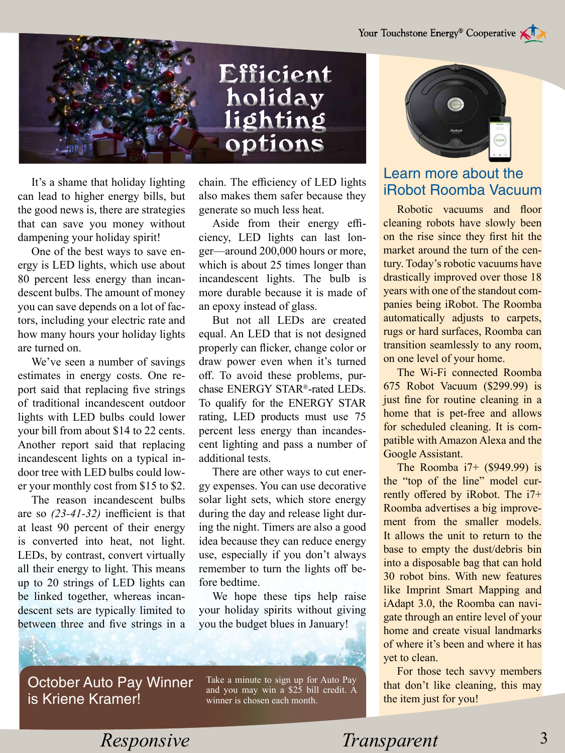# Efficient holiday lighting options

It's a shame that holiday lighting can lead to higher energy bills, but the good news is, there are strategies that can save you money without dampening your holiday spirit!

One of the best ways to save energy is LED lights, which use about 80 percent less energy than incandescent bulbs. The amount of money you can save depends on a lot of factors, including your electric rate and how many hours your holiday lights are turned on.

We've seen a number of savings estimates in energy costs. One report said that replacing five strings of traditional incandescent outdoor lights with LED bulbs could lower your bill from about $14 to 22 cents. Another report said that replacing incandescent lights on a typical indoor tree with LED bulbs could lower your monthly cost from $15 to $2.

The reason incandescent bulbs are so *(23-41-32)* inefficient is that at least 90 percent of their energy is converted into heat, not light. LEDs, by contrast, convert virtually all their energy to light. This means up to 20 strings of LED lights can be linked together, whereas incandescent sets are typically limited to between three and five strings in a chain. The efficiency of LED lights also makes them safer because they generate so much less heat.

Aside from their energy efficiency, LED lights can last longer—around 200,000 hours or more, which is about 25 times longer than incandescent lights. The bulb is more durable because it is made of an epoxy instead of glass.

But not all LEDs are created equal. An LED that is not designed properly can flicker, change color or draw power even when it's turned off. To avoid these problems, purchase ENERGY STAR®-rated LEDs. To qualify for the ENERGY STAR rating, LED products must use 75 percent less energy than incandescent lighting and pass a number of additional tests.

There are other ways to cut energy expenses. You can use decorative solar light sets, which store energy during the day and release light during the night. Timers are also a good idea because they can reduce energy use, especially if you don't always remember to turn the lights off before bedtime.

We hope these tips help raise your holiday spirits without giving you the budget blues in January!

## October Auto Pay Winner is Kriene Kramer!

Take a minute to sign up for Auto Pay and you may win a $25 bill credit. A winner is chosen each month.

## Learn more about the iRobot Roomba Vacuum

Robotic vacuums and floor cleaning robots have slowly been on the rise since they first hit the market around the turn of the century. Today's robotic vacuums have drastically improved over those 18 years with one of the standout companies being iRobot. The Roomba automatically adjusts to carpets, rugs or hard surfaces, Roomba can transition seamlessly to any room, on one level of your home.

The Wi-Fi connected Roomba 675 Robot Vacuum ($299.99) is just fine for routine cleaning in a home that is pet-free and allows for scheduled cleaning. It is compatible with Amazon Alexa and the Google Assistant.

The Roomba i7+ ($949.99) is the "top of the line" model currently offered by iRobot. The i7+ Roomba advertises a big improvement from the smaller models. It allows the unit to return to the base to empty the dust/debris bin into a disposable bag that can hold 30 robot bins. With new features like Imprint Smart Mapping and iAdapt 3.0, the Roomba can navigate through an entire level of your home and create visual landmarks of where it's been and where it has yet to clean.

For those tech savvy members that don't like cleaning, this may the item just for you!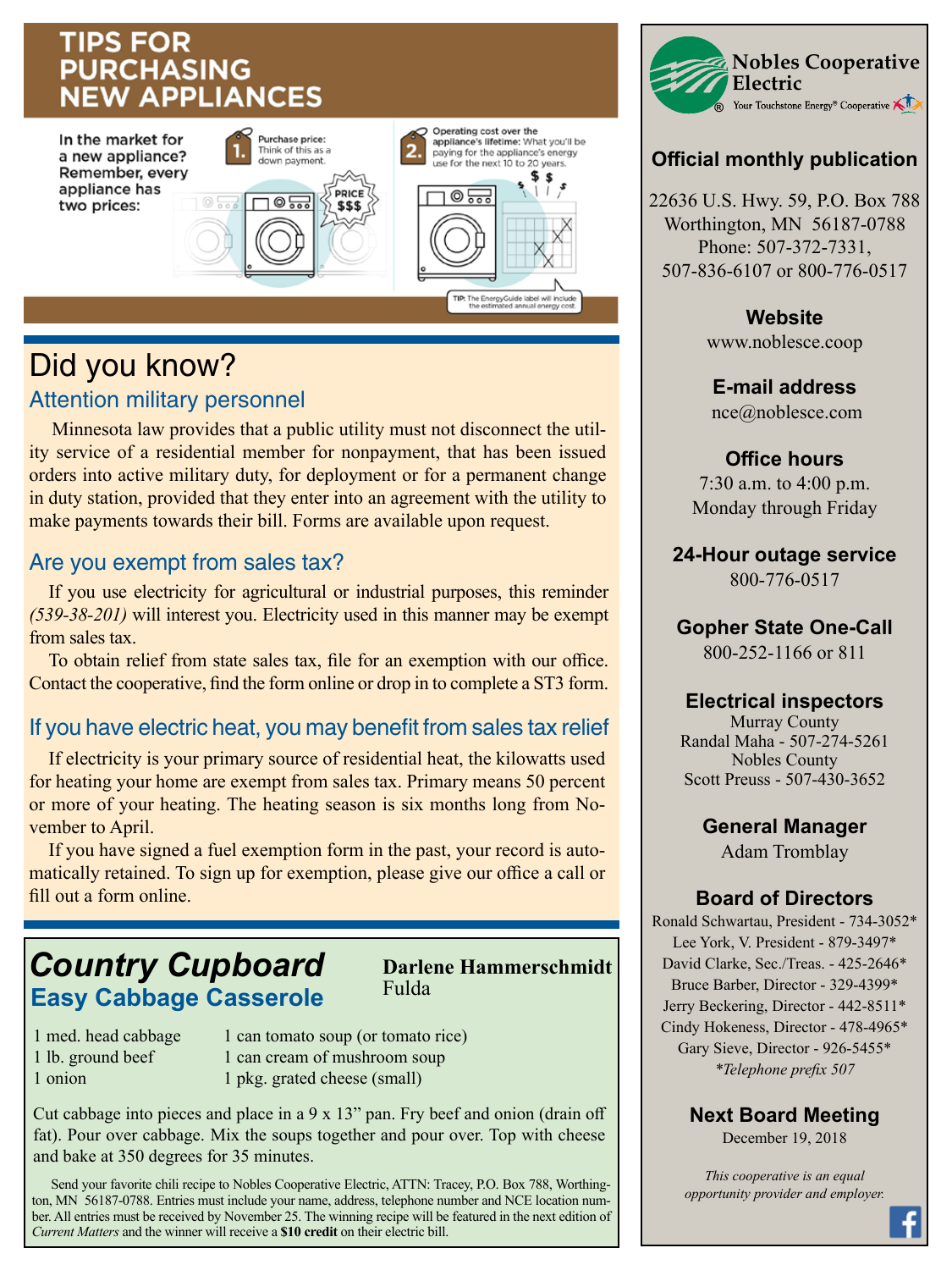# TIPS FOR PURCHASING NEW APPLIANCES

In the market for a new appliance? Remember, every appliance has two prices:

1. Purchase price: Think of this as a down payment.

PRICE $$$

2. Operating cost over the appliance's lifetime: What you'll be paying for the appliance's energy use for the next 10 to 20 years.

TIP: The EnergyGuide label will include the estimated annual energy cost.

# Did you know?

## Attention military personnel

Minnesota law provides that a public utility must not disconnect the utility service of a residential member for nonpayment, that has been issued orders into active military duty, for deployment or for a permanent change in duty station, provided that they enter into an agreement with the utility to make payments towards their bill. Forms are available upon request.

## Are you exempt from sales tax?

If you use electricity for agricultural or industrial purposes, this reminder *(539-38-201)* will interest you. Electricity used in this manner may be exempt from sales tax.

To obtain relief from state sales tax, file for an exemption with our office. Contact the cooperative, find the form online or drop in to complete a ST3 form.

## If you have electric heat, you may benefit from sales tax relief

If electricity is your primary source of residential heat, the kilowatts used for heating your home are exempt from sales tax. Primary means 50 percent or more of your heating. The heating season is six months long from November to April.

If you have signed a fuel exemption form in the past, your record is automatically retained. To sign up for exemption, please give our office a call or fill out a form online.

# *Country Cupboard*

## Easy Cabbage Casserole

**Darlene Hammerschmidt**
Fulda

- 1 med. head cabbage
- 1 lb. ground beef
- 1 onion
- 1 can tomato soup (or tomato rice)
- 1 can cream of mushroom soup
- 1 pkg. grated cheese (small)

Cut cabbage into pieces and place in a 9 x 13" pan. Fry beef and onion (drain off fat). Pour over cabbage. Mix the soups together and pour over. Top with cheese and bake at 350 degrees for 35 minutes.

Send your favorite chili recipe to Nobles Cooperative Electric, ATTN: Tracey, P.O. Box 788, Worthington, MN 56187-0788. Entries must include your name, address, telephone number and NCE location number. All entries must be received by November 25. The winning recipe will be featured in the next edition of *Current Matters* and the winner will receive a **$10 credit** on their electric bill.

---

**Nobles Cooperative Electric**
Your Touchstone Energy® Cooperative

### Official monthly publication

22636 U.S. Hwy. 59, P.O. Box 788
Worthington, MN 56187-0788
Phone: 507-372-7331,
507-836-6107 or 800-776-0517

### Website

www.noblesce.coop

### E-mail address

nce@noblesce.com

### Office hours

7:30 a.m. to 4:00 p.m.
Monday through Friday

### 24-Hour outage service

800-776-0517

### Gopher State One-Call

800-252-1166 or 811

### Electrical inspectors

Murray County
Randal Maha - 507-274-5261
Nobles County
Scott Preuss - 507-430-3652

### General Manager

Adam Tromblay

### Board of Directors

Ronald Schwartau, President - 734-3052*
Lee York, V. President - 879-3497*
David Clarke, Sec./Treas. - 425-2646*
Bruce Barber, Director - 329-4399*
Jerry Beckering, Director - 442-8511*
Cindy Hokeness, Director - 478-4965*
Gary Sieve, Director - 926-5455*
*\*Telephone prefix 507*

### Next Board Meeting

December 19, 2018

*This cooperative is an equal opportunity provider and employer.*